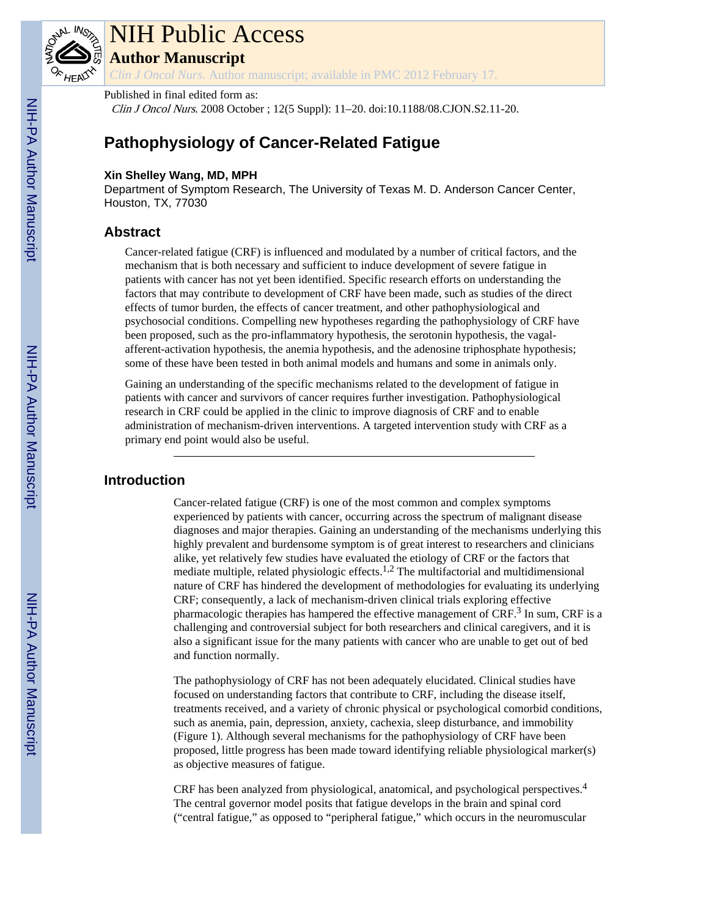Published in final edited form as:

*Clin J Oncol Nurs*. 2008 October ; 12(5 Suppl): 11–20. doi:10.1188/08.CJON.S2.11-20.

# Pathophysiology of Cancer-Related Fatigue

**Xin Shelley Wang, MD, MPH**

Department of Symptom Research, The University of Texas M. D. Anderson Cancer Center, Houston, TX, 77030

## Abstract

Cancer-related fatigue (CRF) is influenced and modulated by a number of critical factors, and the mechanism that is both necessary and sufficient to induce development of severe fatigue in patients with cancer has not yet been identified. Specific research efforts on understanding the factors that may contribute to development of CRF have been made, such as studies of the direct effects of tumor burden, the effects of cancer treatment, and other pathophysiological and psychosocial conditions. Compelling new hypotheses regarding the pathophysiology of CRF have been proposed, such as the pro-inflammatory hypothesis, the serotonin hypothesis, the vagal-afferent-activation hypothesis, the anemia hypothesis, and the adenosine triphosphate hypothesis; some of these have been tested in both animal models and humans and some in animals only.

Gaining an understanding of the specific mechanisms related to the development of fatigue in patients with cancer and survivors of cancer requires further investigation. Pathophysiological research in CRF could be applied in the clinic to improve diagnosis of CRF and to enable administration of mechanism-driven interventions. A targeted intervention study with CRF as a primary end point would also be useful.

## Introduction

Cancer-related fatigue (CRF) is one of the most common and complex symptoms experienced by patients with cancer, occurring across the spectrum of malignant disease diagnoses and major therapies. Gaining an understanding of the mechanisms underlying this highly prevalent and burdensome symptom is of great interest to researchers and clinicians alike, yet relatively few studies have evaluated the etiology of CRF or the factors that mediate multiple, related physiologic effects.[1,2] The multifactorial and multidimensional nature of CRF has hindered the development of methodologies for evaluating its underlying CRF; consequently, a lack of mechanism-driven clinical trials exploring effective pharmacologic therapies has hampered the effective management of CRF.[3] In sum, CRF is a challenging and controversial subject for both researchers and clinical caregivers, and it is also a significant issue for the many patients with cancer who are unable to get out of bed and function normally.

The pathophysiology of CRF has not been adequately elucidated. Clinical studies have focused on understanding factors that contribute to CRF, including the disease itself, treatments received, and a variety of chronic physical or psychological comorbid conditions, such as anemia, pain, depression, anxiety, cachexia, sleep disturbance, and immobility (Figure 1). Although several mechanisms for the pathophysiology of CRF have been proposed, little progress has been made toward identifying reliable physiological marker(s) as objective measures of fatigue.

CRF has been analyzed from physiological, anatomical, and psychological perspectives.[4] The central governor model posits that fatigue develops in the brain and spinal cord ("central fatigue," as opposed to "peripheral fatigue," which occurs in the neuromuscular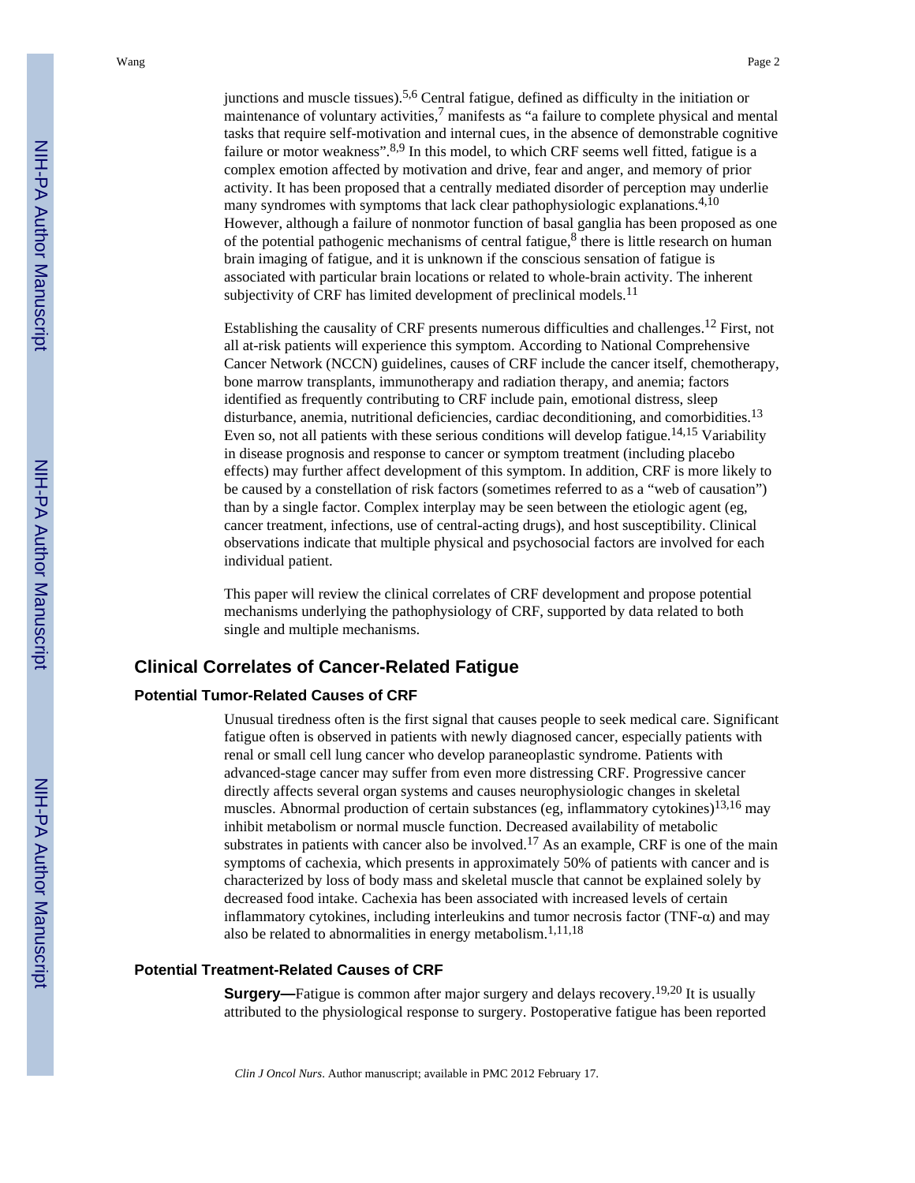junctions and muscle tissues).[5,6] Central fatigue, defined as difficulty in the initiation or maintenance of voluntary activities,[7] manifests as "a failure to complete physical and mental tasks that require self-motivation and internal cues, in the absence of demonstrable cognitive failure or motor weakness".[8,9] In this model, to which CRF seems well fitted, fatigue is a complex emotion affected by motivation and drive, fear and anger, and memory of prior activity. It has been proposed that a centrally mediated disorder of perception may underlie many syndromes with symptoms that lack clear pathophysiologic explanations.[4,10] However, although a failure of nonmotor function of basal ganglia has been proposed as one of the potential pathogenic mechanisms of central fatigue,[8] there is little research on human brain imaging of fatigue, and it is unknown if the conscious sensation of fatigue is associated with particular brain locations or related to whole-brain activity. The inherent subjectivity of CRF has limited development of preclinical models.[11]

Establishing the causality of CRF presents numerous difficulties and challenges.[12] First, not all at-risk patients will experience this symptom. According to National Comprehensive Cancer Network (NCCN) guidelines, causes of CRF include the cancer itself, chemotherapy, bone marrow transplants, immunotherapy and radiation therapy, and anemia; factors identified as frequently contributing to CRF include pain, emotional distress, sleep disturbance, anemia, nutritional deficiencies, cardiac deconditioning, and comorbidities.[13] Even so, not all patients with these serious conditions will develop fatigue.[14,15] Variability in disease prognosis and response to cancer or symptom treatment (including placebo effects) may further affect development of this symptom. In addition, CRF is more likely to be caused by a constellation of risk factors (sometimes referred to as a "web of causation") than by a single factor. Complex interplay may be seen between the etiologic agent (eg, cancer treatment, infections, use of central-acting drugs), and host susceptibility. Clinical observations indicate that multiple physical and psychosocial factors are involved for each individual patient.

This paper will review the clinical correlates of CRF development and propose potential mechanisms underlying the pathophysiology of CRF, supported by data related to both single and multiple mechanisms.

## Clinical Correlates of Cancer-Related Fatigue

### Potential Tumor-Related Causes of CRF

Unusual tiredness often is the first signal that causes people to seek medical care. Significant fatigue often is observed in patients with newly diagnosed cancer, especially patients with renal or small cell lung cancer who develop paraneoplastic syndrome. Patients with advanced-stage cancer may suffer from even more distressing CRF. Progressive cancer directly affects several organ systems and causes neurophysiologic changes in skeletal muscles. Abnormal production of certain substances (eg, inflammatory cytokines)[13,16] may inhibit metabolism or normal muscle function. Decreased availability of metabolic substrates in patients with cancer also be involved.[17] As an example, CRF is one of the main symptoms of cachexia, which presents in approximately 50% of patients with cancer and is characterized by loss of body mass and skeletal muscle that cannot be explained solely by decreased food intake. Cachexia has been associated with increased levels of certain inflammatory cytokines, including interleukins and tumor necrosis factor (TNF-α) and may also be related to abnormalities in energy metabolism.[1,11,18]

### Potential Treatment-Related Causes of CRF

**Surgery—**Fatigue is common after major surgery and delays recovery.[19,20] It is usually attributed to the physiological response to surgery. Postoperative fatigue has been reported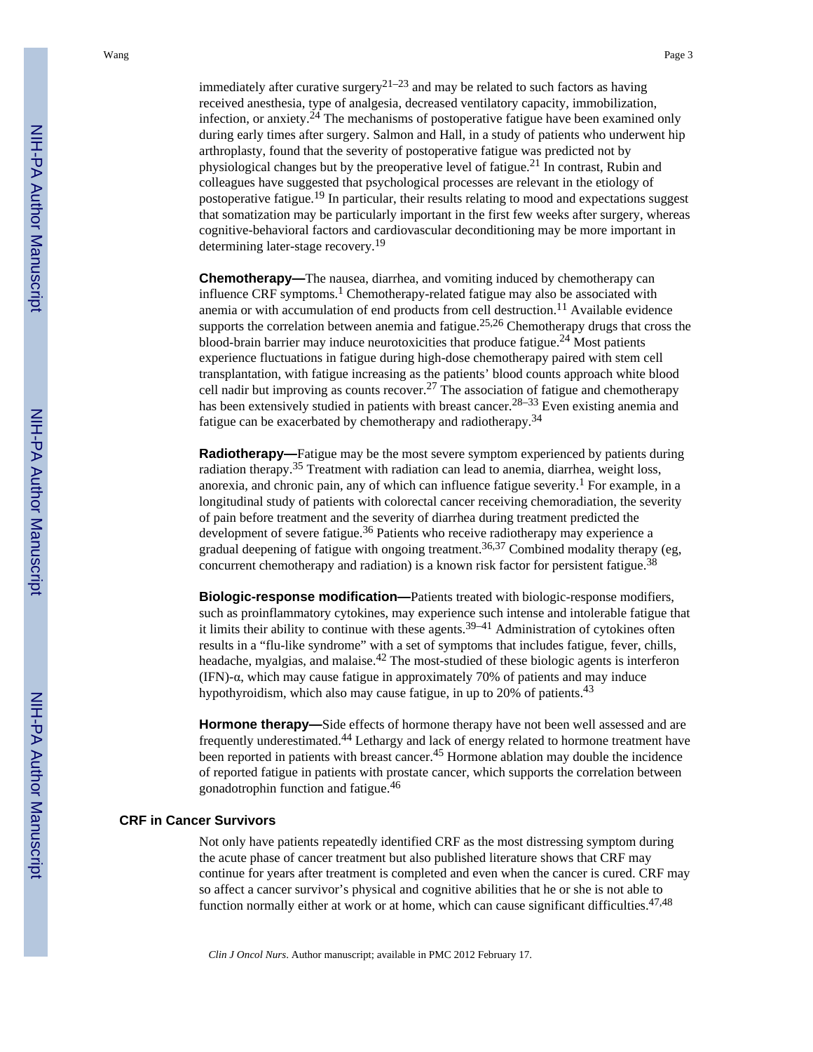immediately after curative surgery[21–23] and may be related to such factors as having received anesthesia, type of analgesia, decreased ventilatory capacity, immobilization, infection, or anxiety.[24] The mechanisms of postoperative fatigue have been examined only during early times after surgery. Salmon and Hall, in a study of patients who underwent hip arthroplasty, found that the severity of postoperative fatigue was predicted not by physiological changes but by the preoperative level of fatigue.[21] In contrast, Rubin and colleagues have suggested that psychological processes are relevant in the etiology of postoperative fatigue.[19] In particular, their results relating to mood and expectations suggest that somatization may be particularly important in the first few weeks after surgery, whereas cognitive-behavioral factors and cardiovascular deconditioning may be more important in determining later-stage recovery.[19]

**Chemotherapy—**The nausea, diarrhea, and vomiting induced by chemotherapy can influence CRF symptoms.[1] Chemotherapy-related fatigue may also be associated with anemia or with accumulation of end products from cell destruction.[11] Available evidence supports the correlation between anemia and fatigue.[25,26] Chemotherapy drugs that cross the blood-brain barrier may induce neurotoxicities that produce fatigue.[24] Most patients experience fluctuations in fatigue during high-dose chemotherapy paired with stem cell transplantation, with fatigue increasing as the patients' blood counts approach white blood cell nadir but improving as counts recover.[27] The association of fatigue and chemotherapy has been extensively studied in patients with breast cancer.[28–33] Even existing anemia and fatigue can be exacerbated by chemotherapy and radiotherapy.[34]

**Radiotherapy—**Fatigue may be the most severe symptom experienced by patients during radiation therapy.[35] Treatment with radiation can lead to anemia, diarrhea, weight loss, anorexia, and chronic pain, any of which can influence fatigue severity.[1] For example, in a longitudinal study of patients with colorectal cancer receiving chemoradiation, the severity of pain before treatment and the severity of diarrhea during treatment predicted the development of severe fatigue.[36] Patients who receive radiotherapy may experience a gradual deepening of fatigue with ongoing treatment.[36,37] Combined modality therapy (eg, concurrent chemotherapy and radiation) is a known risk factor for persistent fatigue.[38]

**Biologic-response modification—**Patients treated with biologic-response modifiers, such as proinflammatory cytokines, may experience such intense and intolerable fatigue that it limits their ability to continue with these agents.[39–41] Administration of cytokines often results in a "flu-like syndrome" with a set of symptoms that includes fatigue, fever, chills, headache, myalgias, and malaise.[42] The most-studied of these biologic agents is interferon (IFN)-α, which may cause fatigue in approximately 70% of patients and may induce hypothyroidism, which also may cause fatigue, in up to 20% of patients.[43]

**Hormone therapy—**Side effects of hormone therapy have not been well assessed and are frequently underestimated.[44] Lethargy and lack of energy related to hormone treatment have been reported in patients with breast cancer.[45] Hormone ablation may double the incidence of reported fatigue in patients with prostate cancer, which supports the correlation between gonadotrophin function and fatigue.[46]

## CRF in Cancer Survivors

Not only have patients repeatedly identified CRF as the most distressing symptom during the acute phase of cancer treatment but also published literature shows that CRF may continue for years after treatment is completed and even when the cancer is cured. CRF may so affect a cancer survivor's physical and cognitive abilities that he or she is not able to function normally either at work or at home, which can cause significant difficulties.[47,48]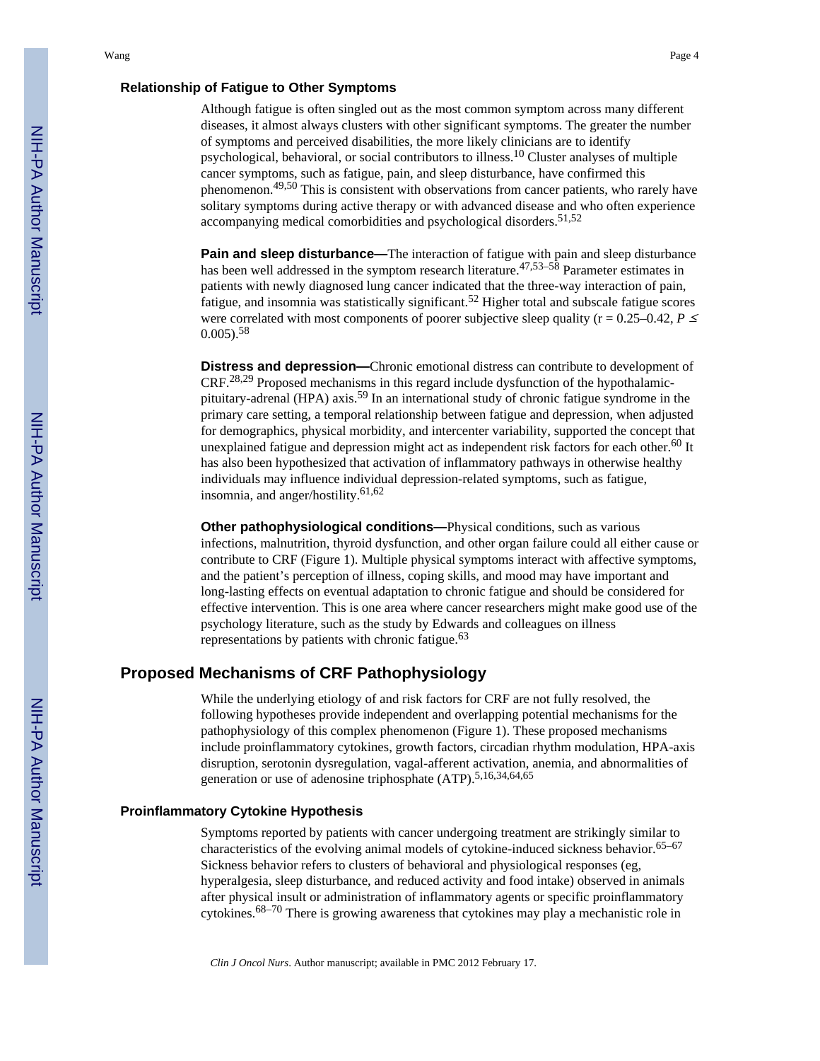### Relationship of Fatigue to Other Symptoms

Although fatigue is often singled out as the most common symptom across many different diseases, it almost always clusters with other significant symptoms. The greater the number of symptoms and perceived disabilities, the more likely clinicians are to identify psychological, behavioral, or social contributors to illness.[10] Cluster analyses of multiple cancer symptoms, such as fatigue, pain, and sleep disturbance, have confirmed this phenomenon.[49,50] This is consistent with observations from cancer patients, who rarely have solitary symptoms during active therapy or with advanced disease and who often experience accompanying medical comorbidities and psychological disorders.[51,52]

**Pain and sleep disturbance—**The interaction of fatigue with pain and sleep disturbance has been well addressed in the symptom research literature.[47,53–58] Parameter estimates in patients with newly diagnosed lung cancer indicated that the three-way interaction of pain, fatigue, and insomnia was statistically significant.[52] Higher total and subscale fatigue scores were correlated with most components of poorer subjective sleep quality ($r = 0.25–0.42$, $P \leq 0.005$).[58]

**Distress and depression—**Chronic emotional distress can contribute to development of CRF.[28,29] Proposed mechanisms in this regard include dysfunction of the hypothalamic-pituitary-adrenal (HPA) axis.[59] In an international study of chronic fatigue syndrome in the primary care setting, a temporal relationship between fatigue and depression, when adjusted for demographics, physical morbidity, and intercenter variability, supported the concept that unexplained fatigue and depression might act as independent risk factors for each other.[60] It has also been hypothesized that activation of inflammatory pathways in otherwise healthy individuals may influence individual depression-related symptoms, such as fatigue, insomnia, and anger/hostility.[61,62]

**Other pathophysiological conditions—**Physical conditions, such as various infections, malnutrition, thyroid dysfunction, and other organ failure could all either cause or contribute to CRF (Figure 1). Multiple physical symptoms interact with affective symptoms, and the patient's perception of illness, coping skills, and mood may have important and long-lasting effects on eventual adaptation to chronic fatigue and should be considered for effective intervention. This is one area where cancer researchers might make good use of the psychology literature, such as the study by Edwards and colleagues on illness representations by patients with chronic fatigue.[63]

## Proposed Mechanisms of CRF Pathophysiology

While the underlying etiology of and risk factors for CRF are not fully resolved, the following hypotheses provide independent and overlapping potential mechanisms for the pathophysiology of this complex phenomenon (Figure 1). These proposed mechanisms include proinflammatory cytokines, growth factors, circadian rhythm modulation, HPA-axis disruption, serotonin dysregulation, vagal-afferent activation, anemia, and abnormalities of generation or use of adenosine triphosphate (ATP).[5,16,34,64,65]

### Proinflammatory Cytokine Hypothesis

Symptoms reported by patients with cancer undergoing treatment are strikingly similar to characteristics of the evolving animal models of cytokine-induced sickness behavior.[65–67] Sickness behavior refers to clusters of behavioral and physiological responses (eg, hyperalgesia, sleep disturbance, and reduced activity and food intake) observed in animals after physical insult or administration of inflammatory agents or specific proinflammatory cytokines.[68–70] There is growing awareness that cytokines may play a mechanistic role in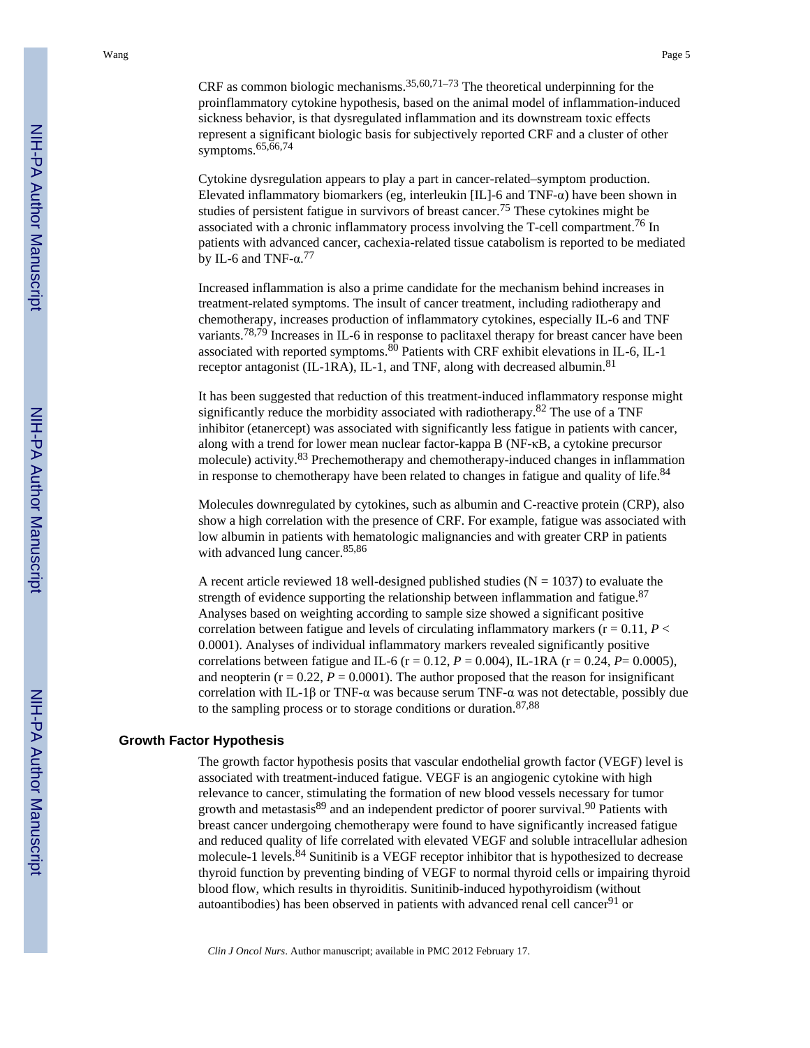CRF as common biologic mechanisms.[35,60,71–73] The theoretical underpinning for the proinflammatory cytokine hypothesis, based on the animal model of inflammation-induced sickness behavior, is that dysregulated inflammation and its downstream toxic effects represent a significant biologic basis for subjectively reported CRF and a cluster of other symptoms.[65,66,74]

Cytokine dysregulation appears to play a part in cancer-related–symptom production. Elevated inflammatory biomarkers (eg, interleukin [IL]-6 and TNF-α) have been shown in studies of persistent fatigue in survivors of breast cancer.[75] These cytokines might be associated with a chronic inflammatory process involving the T-cell compartment.[76] In patients with advanced cancer, cachexia-related tissue catabolism is reported to be mediated by IL-6 and TNF-α.[77]

Increased inflammation is also a prime candidate for the mechanism behind increases in treatment-related symptoms. The insult of cancer treatment, including radiotherapy and chemotherapy, increases production of inflammatory cytokines, especially IL-6 and TNF variants.[78,79] Increases in IL-6 in response to paclitaxel therapy for breast cancer have been associated with reported symptoms.[80] Patients with CRF exhibit elevations in IL-6, IL-1 receptor antagonist (IL-1RA), IL-1, and TNF, along with decreased albumin.[81]

It has been suggested that reduction of this treatment-induced inflammatory response might significantly reduce the morbidity associated with radiotherapy.[82] The use of a TNF inhibitor (etanercept) was associated with significantly less fatigue in patients with cancer, along with a trend for lower mean nuclear factor-kappa B (NF-κB, a cytokine precursor molecule) activity.[83] Prechemotherapy and chemotherapy-induced changes in inflammation in response to chemotherapy have been related to changes in fatigue and quality of life.[84]

Molecules downregulated by cytokines, such as albumin and C-reactive protein (CRP), also show a high correlation with the presence of CRF. For example, fatigue was associated with low albumin in patients with hematologic malignancies and with greater CRP in patients with advanced lung cancer.[85,86]

A recent article reviewed 18 well-designed published studies ($N = 1037$) to evaluate the strength of evidence supporting the relationship between inflammation and fatigue.[87] Analyses based on weighting according to sample size showed a significant positive correlation between fatigue and levels of circulating inflammatory markers ($r = 0.11$, $P < 0.0001$). Analyses of individual inflammatory markers revealed significantly positive correlations between fatigue and IL-6 ($r = 0.12$, $P = 0.004$), IL-1RA ($r = 0.24$, $P = 0.0005$), and neopterin ($r = 0.22$, $P = 0.0001$). The author proposed that the reason for insignificant correlation with IL-1β or TNF-α was because serum TNF-α was not detectable, possibly due to the sampling process or to storage conditions or duration.[87,88]

## Growth Factor Hypothesis

The growth factor hypothesis posits that vascular endothelial growth factor (VEGF) level is associated with treatment-induced fatigue. VEGF is an angiogenic cytokine with high relevance to cancer, stimulating the formation of new blood vessels necessary for tumor growth and metastasis[89] and an independent predictor of poorer survival.[90] Patients with breast cancer undergoing chemotherapy were found to have significantly increased fatigue and reduced quality of life correlated with elevated VEGF and soluble intracellular adhesion molecule-1 levels.[84] Sunitinib is a VEGF receptor inhibitor that is hypothesized to decrease thyroid function by preventing binding of VEGF to normal thyroid cells or impairing thyroid blood flow, which results in thyroiditis. Sunitinib-induced hypothyroidism (without autoantibodies) has been observed in patients with advanced renal cell cancer[91] or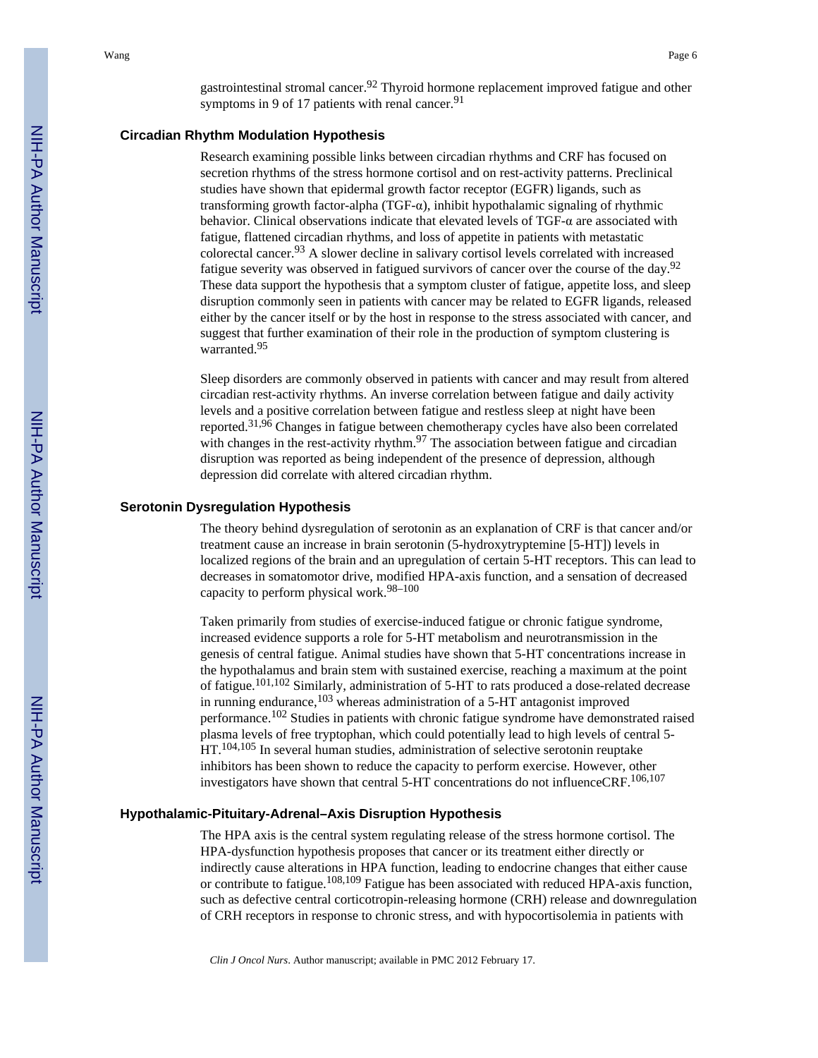gastrointestinal stromal cancer.[92] Thyroid hormone replacement improved fatigue and other symptoms in 9 of 17 patients with renal cancer.[91]

### Circadian Rhythm Modulation Hypothesis

Research examining possible links between circadian rhythms and CRF has focused on secretion rhythms of the stress hormone cortisol and on rest-activity patterns. Preclinical studies have shown that epidermal growth factor receptor (EGFR) ligands, such as transforming growth factor-alpha (TGF-α), inhibit hypothalamic signaling of rhythmic behavior. Clinical observations indicate that elevated levels of TGF-α are associated with fatigue, flattened circadian rhythms, and loss of appetite in patients with metastatic colorectal cancer.[93] A slower decline in salivary cortisol levels correlated with increased fatigue severity was observed in fatigued survivors of cancer over the course of the day.[92] These data support the hypothesis that a symptom cluster of fatigue, appetite loss, and sleep disruption commonly seen in patients with cancer may be related to EGFR ligands, released either by the cancer itself or by the host in response to the stress associated with cancer, and suggest that further examination of their role in the production of symptom clustering is warranted.[95]

Sleep disorders are commonly observed in patients with cancer and may result from altered circadian rest-activity rhythms. An inverse correlation between fatigue and daily activity levels and a positive correlation between fatigue and restless sleep at night have been reported.[31,96] Changes in fatigue between chemotherapy cycles have also been correlated with changes in the rest-activity rhythm.[97] The association between fatigue and circadian disruption was reported as being independent of the presence of depression, although depression did correlate with altered circadian rhythm.

### Serotonin Dysregulation Hypothesis

The theory behind dysregulation of serotonin as an explanation of CRF is that cancer and/or treatment cause an increase in brain serotonin (5-hydroxytryptemine [5-HT]) levels in localized regions of the brain and an upregulation of certain 5-HT receptors. This can lead to decreases in somatomotor drive, modified HPA-axis function, and a sensation of decreased capacity to perform physical work.[98–100]

Taken primarily from studies of exercise-induced fatigue or chronic fatigue syndrome, increased evidence supports a role for 5-HT metabolism and neurotransmission in the genesis of central fatigue. Animal studies have shown that 5-HT concentrations increase in the hypothalamus and brain stem with sustained exercise, reaching a maximum at the point of fatigue.[101,102] Similarly, administration of 5-HT to rats produced a dose-related decrease in running endurance,[103] whereas administration of a 5-HT antagonist improved performance.[102] Studies in patients with chronic fatigue syndrome have demonstrated raised plasma levels of free tryptophan, which could potentially lead to high levels of central 5-HT.[104,105] In several human studies, administration of selective serotonin reuptake inhibitors has been shown to reduce the capacity to perform exercise. However, other investigators have shown that central 5-HT concentrations do not influenceCRF.[106,107]

### Hypothalamic-Pituitary-Adrenal–Axis Disruption Hypothesis

The HPA axis is the central system regulating release of the stress hormone cortisol. The HPA-dysfunction hypothesis proposes that cancer or its treatment either directly or indirectly cause alterations in HPA function, leading to endocrine changes that either cause or contribute to fatigue.[108,109] Fatigue has been associated with reduced HPA-axis function, such as defective central corticotropin-releasing hormone (CRH) release and downregulation of CRH receptors in response to chronic stress, and with hypocortisolemia in patients with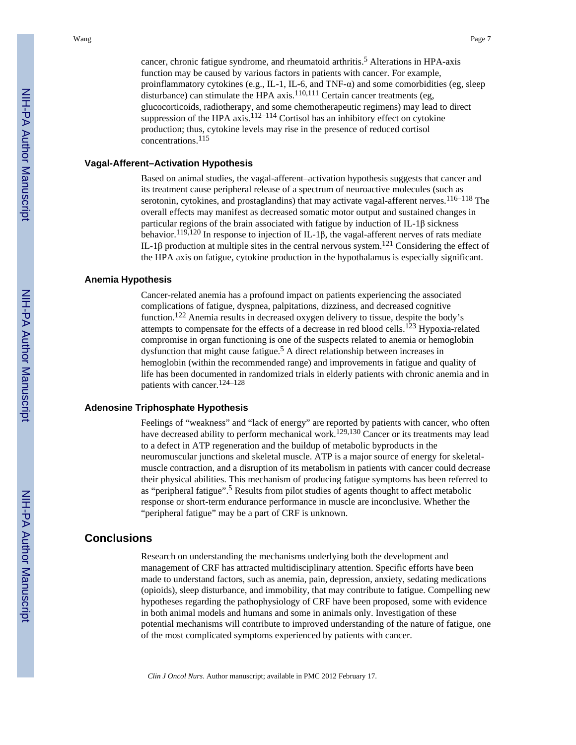cancer, chronic fatigue syndrome, and rheumatoid arthritis.[5] Alterations in HPA-axis function may be caused by various factors in patients with cancer. For example, proinflammatory cytokines (e.g., IL-1, IL-6, and TNF-α) and some comorbidities (eg, sleep disturbance) can stimulate the HPA axis.[110,111] Certain cancer treatments (eg, glucocorticoids, radiotherapy, and some chemotherapeutic regimens) may lead to direct suppression of the HPA axis.[112–114] Cortisol has an inhibitory effect on cytokine production; thus, cytokine levels may rise in the presence of reduced cortisol concentrations.[115]

### Vagal-Afferent–Activation Hypothesis

Based on animal studies, the vagal-afferent–activation hypothesis suggests that cancer and its treatment cause peripheral release of a spectrum of neuroactive molecules (such as serotonin, cytokines, and prostaglandins) that may activate vagal-afferent nerves.[116–118] The overall effects may manifest as decreased somatic motor output and sustained changes in particular regions of the brain associated with fatigue by induction of IL-1β sickness behavior.[119,120] In response to injection of IL-1β, the vagal-afferent nerves of rats mediate IL-1β production at multiple sites in the central nervous system.[121] Considering the effect of the HPA axis on fatigue, cytokine production in the hypothalamus is especially significant.

### Anemia Hypothesis

Cancer-related anemia has a profound impact on patients experiencing the associated complications of fatigue, dyspnea, palpitations, dizziness, and decreased cognitive function.[122] Anemia results in decreased oxygen delivery to tissue, despite the body's attempts to compensate for the effects of a decrease in red blood cells.[123] Hypoxia-related compromise in organ functioning is one of the suspects related to anemia or hemoglobin dysfunction that might cause fatigue.[5] A direct relationship between increases in hemoglobin (within the recommended range) and improvements in fatigue and quality of life has been documented in randomized trials in elderly patients with chronic anemia and in patients with cancer.[124–128]

### Adenosine Triphosphate Hypothesis

Feelings of "weakness" and "lack of energy" are reported by patients with cancer, who often have decreased ability to perform mechanical work.[129,130] Cancer or its treatments may lead to a defect in ATP regeneration and the buildup of metabolic byproducts in the neuromuscular junctions and skeletal muscle. ATP is a major source of energy for skeletal-muscle contraction, and a disruption of its metabolism in patients with cancer could decrease their physical abilities. This mechanism of producing fatigue symptoms has been referred to as "peripheral fatigue".[5] Results from pilot studies of agents thought to affect metabolic response or short-term endurance performance in muscle are inconclusive. Whether the "peripheral fatigue" may be a part of CRF is unknown.

## Conclusions

Research on understanding the mechanisms underlying both the development and management of CRF has attracted multidisciplinary attention. Specific efforts have been made to understand factors, such as anemia, pain, depression, anxiety, sedating medications (opioids), sleep disturbance, and immobility, that may contribute to fatigue. Compelling new hypotheses regarding the pathophysiology of CRF have been proposed, some with evidence in both animal models and humans and some in animals only. Investigation of these potential mechanisms will contribute to improved understanding of the nature of fatigue, one of the most complicated symptoms experienced by patients with cancer.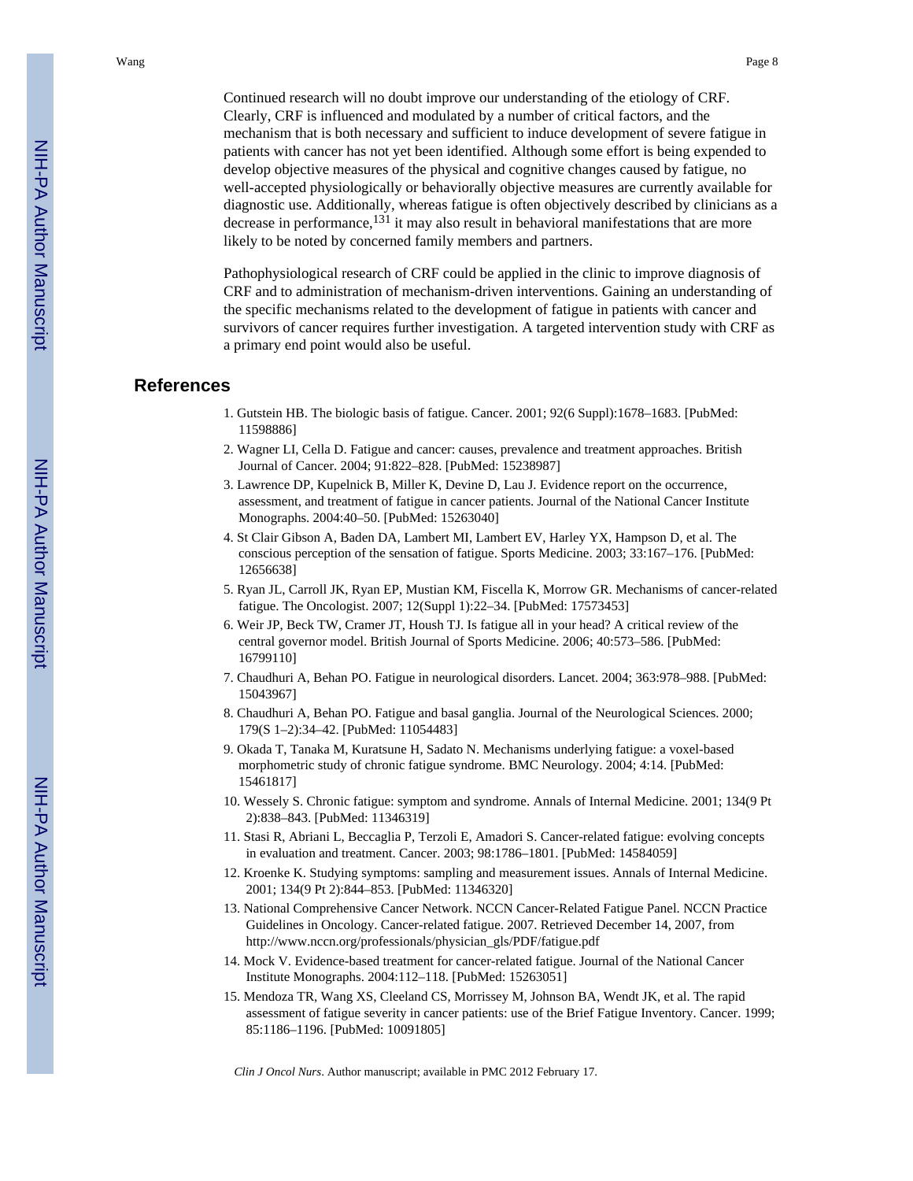Continued research will no doubt improve our understanding of the etiology of CRF. Clearly, CRF is influenced and modulated by a number of critical factors, and the mechanism that is both necessary and sufficient to induce development of severe fatigue in patients with cancer has not yet been identified. Although some effort is being expended to develop objective measures of the physical and cognitive changes caused by fatigue, no well-accepted physiologically or behaviorally objective measures are currently available for diagnostic use. Additionally, whereas fatigue is often objectively described by clinicians as a decrease in performance,[131] it may also result in behavioral manifestations that are more likely to be noted by concerned family members and partners.

Pathophysiological research of CRF could be applied in the clinic to improve diagnosis of CRF and to administration of mechanism-driven interventions. Gaining an understanding of the specific mechanisms related to the development of fatigue in patients with cancer and survivors of cancer requires further investigation. A targeted intervention study with CRF as a primary end point would also be useful.

## References

1. Gutstein HB. The biologic basis of fatigue. Cancer. 2001; 92(6 Suppl):1678–1683. [PubMed: 11598886]
2. Wagner LI, Cella D. Fatigue and cancer: causes, prevalence and treatment approaches. British Journal of Cancer. 2004; 91:822–828. [PubMed: 15238987]
3. Lawrence DP, Kupelnick B, Miller K, Devine D, Lau J. Evidence report on the occurrence, assessment, and treatment of fatigue in cancer patients. Journal of the National Cancer Institute Monographs. 2004:40–50. [PubMed: 15263040]
4. St Clair Gibson A, Baden DA, Lambert MI, Lambert EV, Harley YX, Hampson D, et al. The conscious perception of the sensation of fatigue. Sports Medicine. 2003; 33:167–176. [PubMed: 12656638]
5. Ryan JL, Carroll JK, Ryan EP, Mustian KM, Fiscella K, Morrow GR. Mechanisms of cancer-related fatigue. The Oncologist. 2007; 12(Suppl 1):22–34. [PubMed: 17573453]
6. Weir JP, Beck TW, Cramer JT, Housh TJ. Is fatigue all in your head? A critical review of the central governor model. British Journal of Sports Medicine. 2006; 40:573–586. [PubMed: 16799110]
7. Chaudhuri A, Behan PO. Fatigue in neurological disorders. Lancet. 2004; 363:978–988. [PubMed: 15043967]
8. Chaudhuri A, Behan PO. Fatigue and basal ganglia. Journal of the Neurological Sciences. 2000; 179(S 1–2):34–42. [PubMed: 11054483]
9. Okada T, Tanaka M, Kuratsune H, Sadato N. Mechanisms underlying fatigue: a voxel-based morphometric study of chronic fatigue syndrome. BMC Neurology. 2004; 4:14. [PubMed: 15461817]
10. Wessely S. Chronic fatigue: symptom and syndrome. Annals of Internal Medicine. 2001; 134(9 Pt 2):838–843. [PubMed: 11346319]
11. Stasi R, Abriani L, Beccaglia P, Terzoli E, Amadori S. Cancer-related fatigue: evolving concepts in evaluation and treatment. Cancer. 2003; 98:1786–1801. [PubMed: 14584059]
12. Kroenke K. Studying symptoms: sampling and measurement issues. Annals of Internal Medicine. 2001; 134(9 Pt 2):844–853. [PubMed: 11346320]
13. National Comprehensive Cancer Network. NCCN Cancer-Related Fatigue Panel. NCCN Practice Guidelines in Oncology. Cancer-related fatigue. 2007. Retrieved December 14, 2007, from http://www.nccn.org/professionals/physician_gls/PDF/fatigue.pdf
14. Mock V. Evidence-based treatment for cancer-related fatigue. Journal of the National Cancer Institute Monographs. 2004:112–118. [PubMed: 15263051]
15. Mendoza TR, Wang XS, Cleeland CS, Morrissey M, Johnson BA, Wendt JK, et al. The rapid assessment of fatigue severity in cancer patients: use of the Brief Fatigue Inventory. Cancer. 1999; 85:1186–1196. [PubMed: 10091805]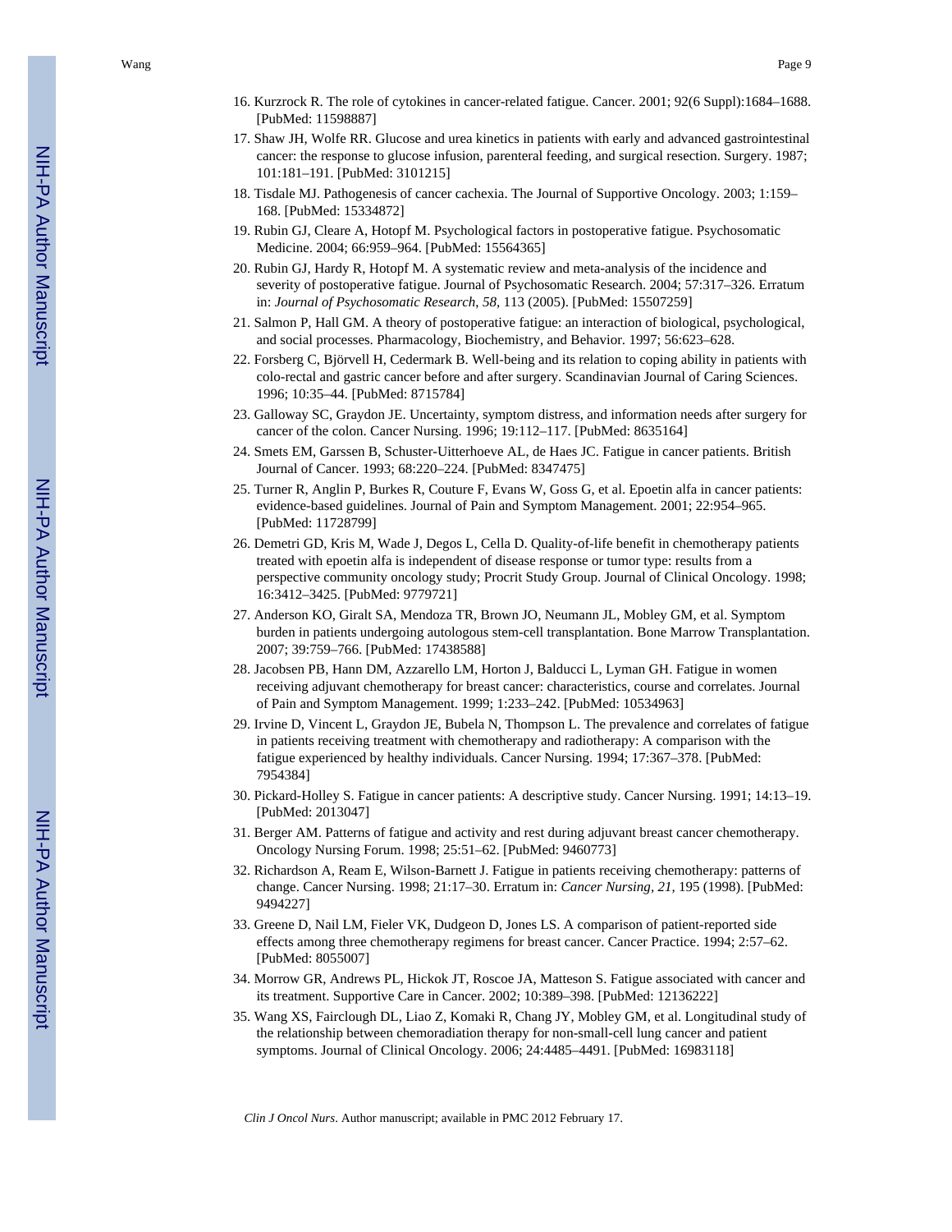16. Kurzrock R. The role of cytokines in cancer-related fatigue. Cancer. 2001; 92(6 Suppl):1684–1688. [PubMed: 11598887]
17. Shaw JH, Wolfe RR. Glucose and urea kinetics in patients with early and advanced gastrointestinal cancer: the response to glucose infusion, parenteral feeding, and surgical resection. Surgery. 1987; 101:181–191. [PubMed: 3101215]
18. Tisdale MJ. Pathogenesis of cancer cachexia. The Journal of Supportive Oncology. 2003; 1:159–168. [PubMed: 15334872]
19. Rubin GJ, Cleare A, Hotopf M. Psychological factors in postoperative fatigue. Psychosomatic Medicine. 2004; 66:959–964. [PubMed: 15564365]
20. Rubin GJ, Hardy R, Hotopf M. A systematic review and meta-analysis of the incidence and severity of postoperative fatigue. Journal of Psychosomatic Research. 2004; 57:317–326. Erratum in: *Journal of Psychosomatic Research*, *58*, 113 (2005). [PubMed: 15507259]
21. Salmon P, Hall GM. A theory of postoperative fatigue: an interaction of biological, psychological, and social processes. Pharmacology, Biochemistry, and Behavior. 1997; 56:623–628.
22. Forsberg C, Björvell H, Cedermark B. Well-being and its relation to coping ability in patients with colo-rectal and gastric cancer before and after surgery. Scandinavian Journal of Caring Sciences. 1996; 10:35–44. [PubMed: 8715784]
23. Galloway SC, Graydon JE. Uncertainty, symptom distress, and information needs after surgery for cancer of the colon. Cancer Nursing. 1996; 19:112–117. [PubMed: 8635164]
24. Smets EM, Garssen B, Schuster-Uitterhoeve AL, de Haes JC. Fatigue in cancer patients. British Journal of Cancer. 1993; 68:220–224. [PubMed: 8347475]
25. Turner R, Anglin P, Burkes R, Couture F, Evans W, Goss G, et al. Epoetin alfa in cancer patients: evidence-based guidelines. Journal of Pain and Symptom Management. 2001; 22:954–965. [PubMed: 11728799]
26. Demetri GD, Kris M, Wade J, Degos L, Cella D. Quality-of-life benefit in chemotherapy patients treated with epoetin alfa is independent of disease response or tumor type: results from a perspective community oncology study; Procrit Study Group. Journal of Clinical Oncology. 1998; 16:3412–3425. [PubMed: 9779721]
27. Anderson KO, Giralt SA, Mendoza TR, Brown JO, Neumann JL, Mobley GM, et al. Symptom burden in patients undergoing autologous stem-cell transplantation. Bone Marrow Transplantation. 2007; 39:759–766. [PubMed: 17438588]
28. Jacobsen PB, Hann DM, Azzarello LM, Horton J, Balducci L, Lyman GH. Fatigue in women receiving adjuvant chemotherapy for breast cancer: characteristics, course and correlates. Journal of Pain and Symptom Management. 1999; 1:233–242. [PubMed: 10534963]
29. Irvine D, Vincent L, Graydon JE, Bubela N, Thompson L. The prevalence and correlates of fatigue in patients receiving treatment with chemotherapy and radiotherapy: A comparison with the fatigue experienced by healthy individuals. Cancer Nursing. 1994; 17:367–378. [PubMed: 7954384]
30. Pickard-Holley S. Fatigue in cancer patients: A descriptive study. Cancer Nursing. 1991; 14:13–19. [PubMed: 2013047]
31. Berger AM. Patterns of fatigue and activity and rest during adjuvant breast cancer chemotherapy. Oncology Nursing Forum. 1998; 25:51–62. [PubMed: 9460773]
32. Richardson A, Ream E, Wilson-Barnett J. Fatigue in patients receiving chemotherapy: patterns of change. Cancer Nursing. 1998; 21:17–30. Erratum in: *Cancer Nursing*, *21*, 195 (1998). [PubMed: 9494227]
33. Greene D, Nail LM, Fieler VK, Dudgeon D, Jones LS. A comparison of patient-reported side effects among three chemotherapy regimens for breast cancer. Cancer Practice. 1994; 2:57–62. [PubMed: 8055007]
34. Morrow GR, Andrews PL, Hickok JT, Roscoe JA, Matteson S. Fatigue associated with cancer and its treatment. Supportive Care in Cancer. 2002; 10:389–398. [PubMed: 12136222]
35. Wang XS, Fairclough DL, Liao Z, Komaki R, Chang JY, Mobley GM, et al. Longitudinal study of the relationship between chemoradiation therapy for non-small-cell lung cancer and patient symptoms. Journal of Clinical Oncology. 2006; 24:4485–4491. [PubMed: 16983118]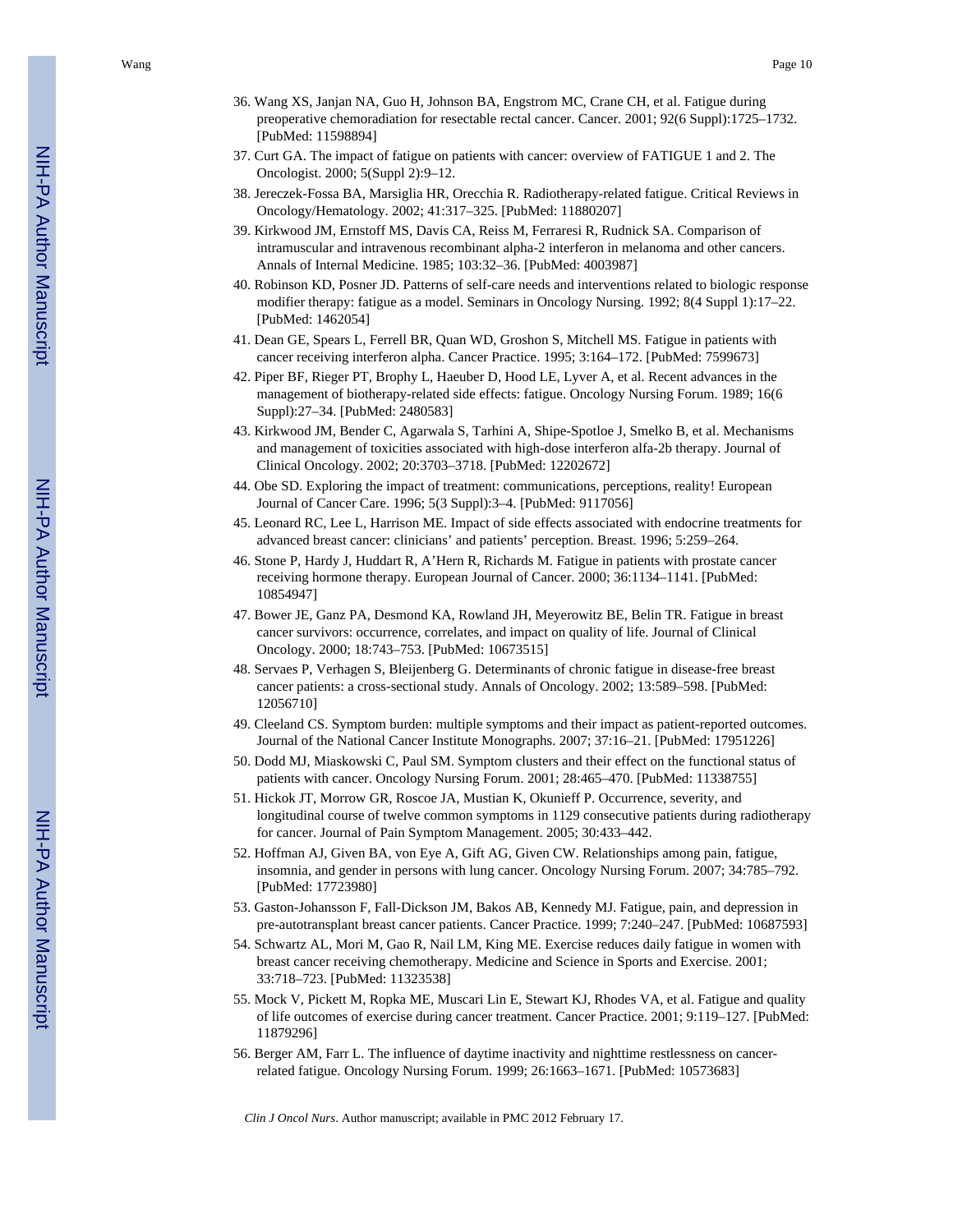36. Wang XS, Janjan NA, Guo H, Johnson BA, Engstrom MC, Crane CH, et al. Fatigue during preoperative chemoradiation for resectable rectal cancer. Cancer. 2001; 92(6 Suppl):1725–1732. [PubMed: 11598894]
37. Curt GA. The impact of fatigue on patients with cancer: overview of FATIGUE 1 and 2. The Oncologist. 2000; 5(Suppl 2):9–12.
38. Jereczek-Fossa BA, Marsiglia HR, Orecchia R. Radiotherapy-related fatigue. Critical Reviews in Oncology/Hematology. 2002; 41:317–325. [PubMed: 11880207]
39. Kirkwood JM, Ernstoff MS, Davis CA, Reiss M, Ferraresi R, Rudnick SA. Comparison of intramuscular and intravenous recombinant alpha-2 interferon in melanoma and other cancers. Annals of Internal Medicine. 1985; 103:32–36. [PubMed: 4003987]
40. Robinson KD, Posner JD. Patterns of self-care needs and interventions related to biologic response modifier therapy: fatigue as a model. Seminars in Oncology Nursing. 1992; 8(4 Suppl 1):17–22. [PubMed: 1462054]
41. Dean GE, Spears L, Ferrell BR, Quan WD, Groshon S, Mitchell MS. Fatigue in patients with cancer receiving interferon alpha. Cancer Practice. 1995; 3:164–172. [PubMed: 7599673]
42. Piper BF, Rieger PT, Brophy L, Haeuber D, Hood LE, Lyver A, et al. Recent advances in the management of biotherapy-related side effects: fatigue. Oncology Nursing Forum. 1989; 16(6 Suppl):27–34. [PubMed: 2480583]
43. Kirkwood JM, Bender C, Agarwala S, Tarhini A, Shipe-Spotloe J, Smelko B, et al. Mechanisms and management of toxicities associated with high-dose interferon alfa-2b therapy. Journal of Clinical Oncology. 2002; 20:3703–3718. [PubMed: 12202672]
44. Obe SD. Exploring the impact of treatment: communications, perceptions, reality! European Journal of Cancer Care. 1996; 5(3 Suppl):3–4. [PubMed: 9117056]
45. Leonard RC, Lee L, Harrison ME. Impact of side effects associated with endocrine treatments for advanced breast cancer: clinicians' and patients' perception. Breast. 1996; 5:259–264.
46. Stone P, Hardy J, Huddart R, A'Hern R, Richards M. Fatigue in patients with prostate cancer receiving hormone therapy. European Journal of Cancer. 2000; 36:1134–1141. [PubMed: 10854947]
47. Bower JE, Ganz PA, Desmond KA, Rowland JH, Meyerowitz BE, Belin TR. Fatigue in breast cancer survivors: occurrence, correlates, and impact on quality of life. Journal of Clinical Oncology. 2000; 18:743–753. [PubMed: 10673515]
48. Servaes P, Verhagen S, Bleijenberg G. Determinants of chronic fatigue in disease-free breast cancer patients: a cross-sectional study. Annals of Oncology. 2002; 13:589–598. [PubMed: 12056710]
49. Cleeland CS. Symptom burden: multiple symptoms and their impact as patient-reported outcomes. Journal of the National Cancer Institute Monographs. 2007; 37:16–21. [PubMed: 17951226]
50. Dodd MJ, Miaskowski C, Paul SM. Symptom clusters and their effect on the functional status of patients with cancer. Oncology Nursing Forum. 2001; 28:465–470. [PubMed: 11338755]
51. Hickok JT, Morrow GR, Roscoe JA, Mustian K, Okunieff P. Occurrence, severity, and longitudinal course of twelve common symptoms in 1129 consecutive patients during radiotherapy for cancer. Journal of Pain Symptom Management. 2005; 30:433–442.
52. Hoffman AJ, Given BA, von Eye A, Gift AG, Given CW. Relationships among pain, fatigue, insomnia, and gender in persons with lung cancer. Oncology Nursing Forum. 2007; 34:785–792. [PubMed: 17723980]
53. Gaston-Johansson F, Fall-Dickson JM, Bakos AB, Kennedy MJ. Fatigue, pain, and depression in pre-autotransplant breast cancer patients. Cancer Practice. 1999; 7:240–247. [PubMed: 10687593]
54. Schwartz AL, Mori M, Gao R, Nail LM, King ME. Exercise reduces daily fatigue in women with breast cancer receiving chemotherapy. Medicine and Science in Sports and Exercise. 2001; 33:718–723. [PubMed: 11323538]
55. Mock V, Pickett M, Ropka ME, Muscari Lin E, Stewart KJ, Rhodes VA, et al. Fatigue and quality of life outcomes of exercise during cancer treatment. Cancer Practice. 2001; 9:119–127. [PubMed: 11879296]
56. Berger AM, Farr L. The influence of daytime inactivity and nighttime restlessness on cancer-related fatigue. Oncology Nursing Forum. 1999; 26:1663–1671. [PubMed: 10573683]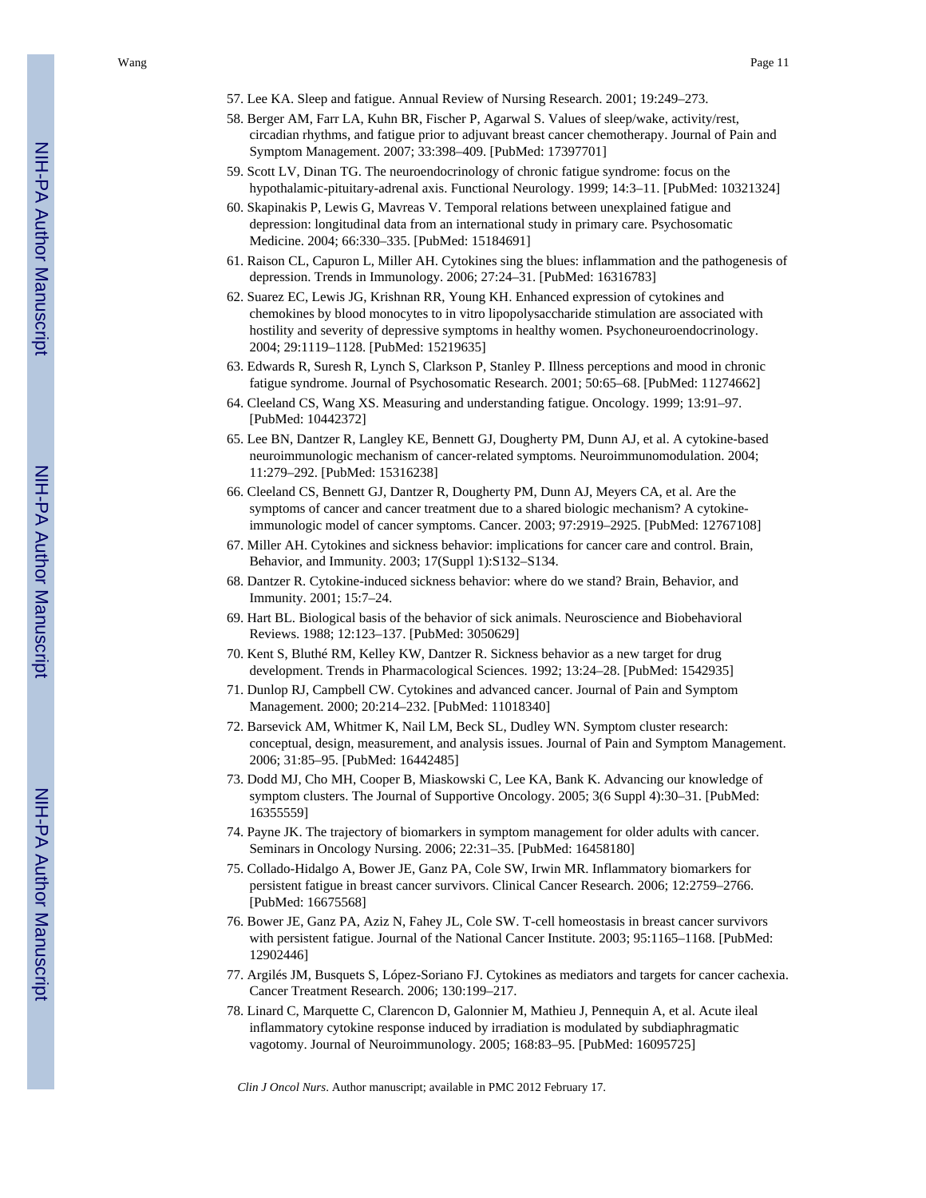57. Lee KA. Sleep and fatigue. Annual Review of Nursing Research. 2001; 19:249–273.
58. Berger AM, Farr LA, Kuhn BR, Fischer P, Agarwal S. Values of sleep/wake, activity/rest, circadian rhythms, and fatigue prior to adjuvant breast cancer chemotherapy. Journal of Pain and Symptom Management. 2007; 33:398–409. [PubMed: 17397701]
59. Scott LV, Dinan TG. The neuroendocrinology of chronic fatigue syndrome: focus on the hypothalamic-pituitary-adrenal axis. Functional Neurology. 1999; 14:3–11. [PubMed: 10321324]
60. Skapinakis P, Lewis G, Mavreas V. Temporal relations between unexplained fatigue and depression: longitudinal data from an international study in primary care. Psychosomatic Medicine. 2004; 66:330–335. [PubMed: 15184691]
61. Raison CL, Capuron L, Miller AH. Cytokines sing the blues: inflammation and the pathogenesis of depression. Trends in Immunology. 2006; 27:24–31. [PubMed: 16316783]
62. Suarez EC, Lewis JG, Krishnan RR, Young KH. Enhanced expression of cytokines and chemokines by blood monocytes to in vitro lipopolysaccharide stimulation are associated with hostility and severity of depressive symptoms in healthy women. Psychoneuroendocrinology. 2004; 29:1119–1128. [PubMed: 15219635]
63. Edwards R, Suresh R, Lynch S, Clarkson P, Stanley P. Illness perceptions and mood in chronic fatigue syndrome. Journal of Psychosomatic Research. 2001; 50:65–68. [PubMed: 11274662]
64. Cleeland CS, Wang XS. Measuring and understanding fatigue. Oncology. 1999; 13:91–97. [PubMed: 10442372]
65. Lee BN, Dantzer R, Langley KE, Bennett GJ, Dougherty PM, Dunn AJ, et al. A cytokine-based neuroimmunologic mechanism of cancer-related symptoms. Neuroimmunomodulation. 2004; 11:279–292. [PubMed: 15316238]
66. Cleeland CS, Bennett GJ, Dantzer R, Dougherty PM, Dunn AJ, Meyers CA, et al. Are the symptoms of cancer and cancer treatment due to a shared biologic mechanism? A cytokine-immunologic model of cancer symptoms. Cancer. 2003; 97:2919–2925. [PubMed: 12767108]
67. Miller AH. Cytokines and sickness behavior: implications for cancer care and control. Brain, Behavior, and Immunity. 2003; 17(Suppl 1):S132–S134.
68. Dantzer R. Cytokine-induced sickness behavior: where do we stand? Brain, Behavior, and Immunity. 2001; 15:7–24.
69. Hart BL. Biological basis of the behavior of sick animals. Neuroscience and Biobehavioral Reviews. 1988; 12:123–137. [PubMed: 3050629]
70. Kent S, Bluthé RM, Kelley KW, Dantzer R. Sickness behavior as a new target for drug development. Trends in Pharmacological Sciences. 1992; 13:24–28. [PubMed: 1542935]
71. Dunlop RJ, Campbell CW. Cytokines and advanced cancer. Journal of Pain and Symptom Management. 2000; 20:214–232. [PubMed: 11018340]
72. Barsevick AM, Whitmer K, Nail LM, Beck SL, Dudley WN. Symptom cluster research: conceptual, design, measurement, and analysis issues. Journal of Pain and Symptom Management. 2006; 31:85–95. [PubMed: 16442485]
73. Dodd MJ, Cho MH, Cooper B, Miaskowski C, Lee KA, Bank K. Advancing our knowledge of symptom clusters. The Journal of Supportive Oncology. 2005; 3(6 Suppl 4):30–31. [PubMed: 16355559]
74. Payne JK. The trajectory of biomarkers in symptom management for older adults with cancer. Seminars in Oncology Nursing. 2006; 22:31–35. [PubMed: 16458180]
75. Collado-Hidalgo A, Bower JE, Ganz PA, Cole SW, Irwin MR. Inflammatory biomarkers for persistent fatigue in breast cancer survivors. Clinical Cancer Research. 2006; 12:2759–2766. [PubMed: 16675568]
76. Bower JE, Ganz PA, Aziz N, Fahey JL, Cole SW. T-cell homeostasis in breast cancer survivors with persistent fatigue. Journal of the National Cancer Institute. 2003; 95:1165–1168. [PubMed: 12902446]
77. Argilés JM, Busquets S, López-Soriano FJ. Cytokines as mediators and targets for cancer cachexia. Cancer Treatment Research. 2006; 130:199–217.
78. Linard C, Marquette C, Clarencon D, Galonnier M, Mathieu J, Pennequin A, et al. Acute ileal inflammatory cytokine response induced by irradiation is modulated by subdiaphragmatic vagotomy. Journal of Neuroimmunology. 2005; 168:83–95. [PubMed: 16095725]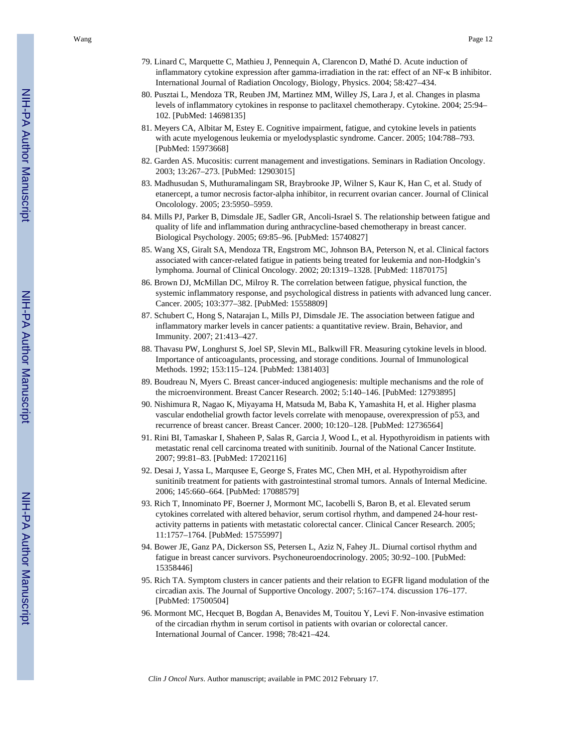79. Linard C, Marquette C, Mathieu J, Pennequin A, Clarencon D, Mathé D. Acute induction of inflammatory cytokine expression after gamma-irradiation in the rat: effect of an NF-κ B inhibitor. International Journal of Radiation Oncology, Biology, Physics. 2004; 58:427–434.
80. Pusztai L, Mendoza TR, Reuben JM, Martinez MM, Willey JS, Lara J, et al. Changes in plasma levels of inflammatory cytokines in response to paclitaxel chemotherapy. Cytokine. 2004; 25:94–102. [PubMed: 14698135]
81. Meyers CA, Albitar M, Estey E. Cognitive impairment, fatigue, and cytokine levels in patients with acute myelogenous leukemia or myelodysplastic syndrome. Cancer. 2005; 104:788–793. [PubMed: 15973668]
82. Garden AS. Mucositis: current management and investigations. Seminars in Radiation Oncology. 2003; 13:267–273. [PubMed: 12903015]
83. Madhusudan S, Muthuramalingam SR, Braybrooke JP, Wilner S, Kaur K, Han C, et al. Study of etanercept, a tumor necrosis factor-alpha inhibitor, in recurrent ovarian cancer. Journal of Clinical Oncolology. 2005; 23:5950–5959.
84. Mills PJ, Parker B, Dimsdale JE, Sadler GR, Ancoli-Israel S. The relationship between fatigue and quality of life and inflammation during anthracycline-based chemotherapy in breast cancer. Biological Psychology. 2005; 69:85–96. [PubMed: 15740827]
85. Wang XS, Giralt SA, Mendoza TR, Engstrom MC, Johnson BA, Peterson N, et al. Clinical factors associated with cancer-related fatigue in patients being treated for leukemia and non-Hodgkin's lymphoma. Journal of Clinical Oncology. 2002; 20:1319–1328. [PubMed: 11870175]
86. Brown DJ, McMillan DC, Milroy R. The correlation between fatigue, physical function, the systemic inflammatory response, and psychological distress in patients with advanced lung cancer. Cancer. 2005; 103:377–382. [PubMed: 15558809]
87. Schubert C, Hong S, Natarajan L, Mills PJ, Dimsdale JE. The association between fatigue and inflammatory marker levels in cancer patients: a quantitative review. Brain, Behavior, and Immunity. 2007; 21:413–427.
88. Thavasu PW, Longhurst S, Joel SP, Slevin ML, Balkwill FR. Measuring cytokine levels in blood. Importance of anticoagulants, processing, and storage conditions. Journal of Immunological Methods. 1992; 153:115–124. [PubMed: 1381403]
89. Boudreau N, Myers C. Breast cancer-induced angiogenesis: multiple mechanisms and the role of the microenvironment. Breast Cancer Research. 2002; 5:140–146. [PubMed: 12793895]
90. Nishimura R, Nagao K, Miyayama H, Matsuda M, Baba K, Yamashita H, et al. Higher plasma vascular endothelial growth factor levels correlate with menopause, overexpression of p53, and recurrence of breast cancer. Breast Cancer. 2000; 10:120–128. [PubMed: 12736564]
91. Rini BI, Tamaskar I, Shaheen P, Salas R, Garcia J, Wood L, et al. Hypothyroidism in patients with metastatic renal cell carcinoma treated with sunitinib. Journal of the National Cancer Institute. 2007; 99:81–83. [PubMed: 17202116]
92. Desai J, Yassa L, Marqusee E, George S, Frates MC, Chen MH, et al. Hypothyroidism after sunitinib treatment for patients with gastrointestinal stromal tumors. Annals of Internal Medicine. 2006; 145:660–664. [PubMed: 17088579]
93. Rich T, Innominato PF, Boerner J, Mormont MC, Iacobelli S, Baron B, et al. Elevated serum cytokines correlated with altered behavior, serum cortisol rhythm, and dampened 24-hour rest-activity patterns in patients with metastatic colorectal cancer. Clinical Cancer Research. 2005; 11:1757–1764. [PubMed: 15755997]
94. Bower JE, Ganz PA, Dickerson SS, Petersen L, Aziz N, Fahey JL. Diurnal cortisol rhythm and fatigue in breast cancer survivors. Psychoneuroendocrinology. 2005; 30:92–100. [PubMed: 15358446]
95. Rich TA. Symptom clusters in cancer patients and their relation to EGFR ligand modulation of the circadian axis. The Journal of Supportive Oncology. 2007; 5:167–174. discussion 176–177. [PubMed: 17500504]
96. Mormont MC, Hecquet B, Bogdan A, Benavides M, Touitou Y, Levi F. Non-invasive estimation of the circadian rhythm in serum cortisol in patients with ovarian or colorectal cancer. International Journal of Cancer. 1998; 78:421–424.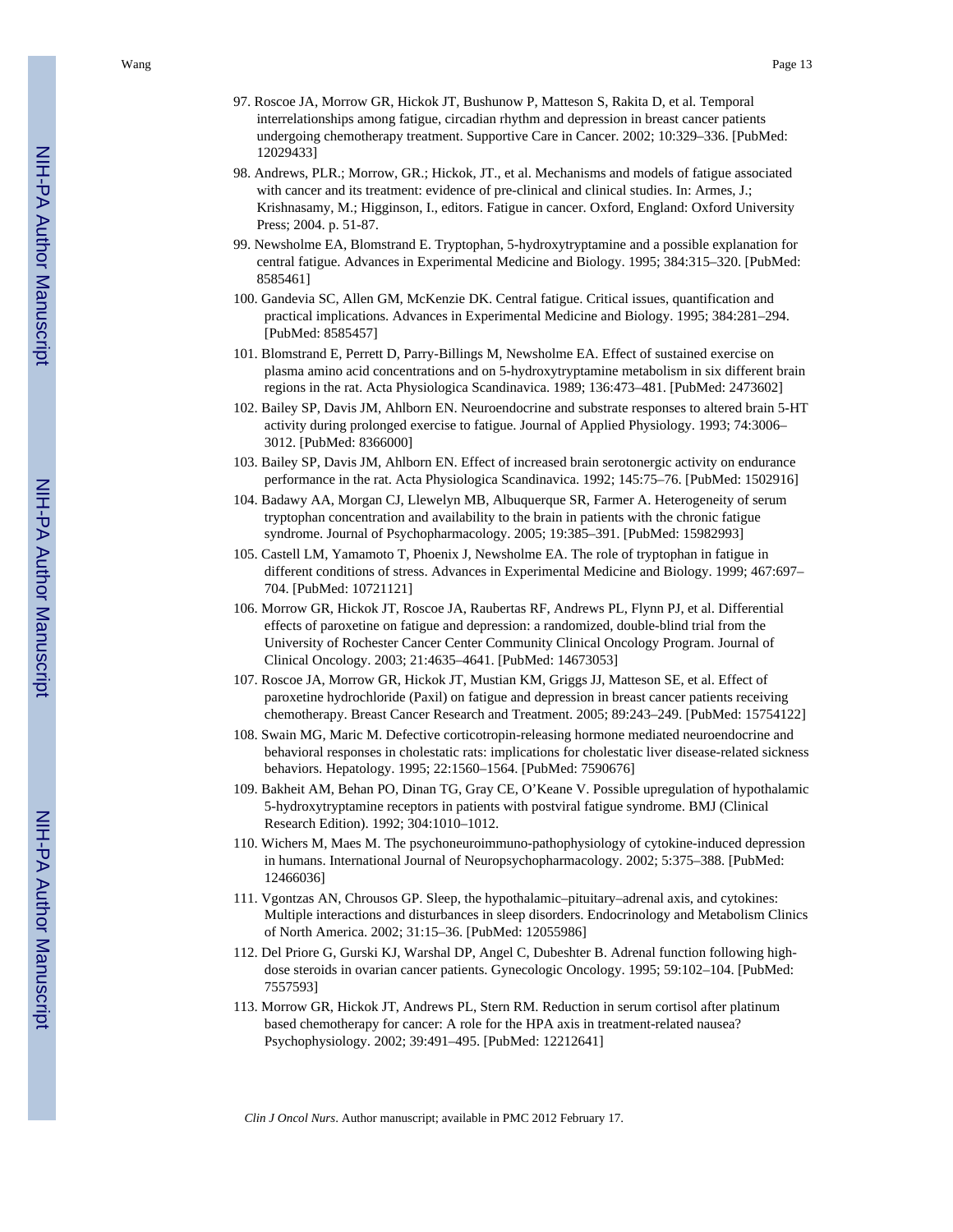97. Roscoe JA, Morrow GR, Hickok JT, Bushunow P, Matteson S, Rakita D, et al. Temporal interrelationships among fatigue, circadian rhythm and depression in breast cancer patients undergoing chemotherapy treatment. Supportive Care in Cancer. 2002; 10:329–336. [PubMed: 12029433]
98. Andrews, PLR.; Morrow, GR.; Hickok, JT., et al. Mechanisms and models of fatigue associated with cancer and its treatment: evidence of pre-clinical and clinical studies. In: Armes, J.; Krishnasamy, M.; Higginson, I., editors. Fatigue in cancer. Oxford, England: Oxford University Press; 2004. p. 51-87.
99. Newsholme EA, Blomstrand E. Tryptophan, 5-hydroxytryptamine and a possible explanation for central fatigue. Advances in Experimental Medicine and Biology. 1995; 384:315–320. [PubMed: 8585461]
100. Gandevia SC, Allen GM, McKenzie DK. Central fatigue. Critical issues, quantification and practical implications. Advances in Experimental Medicine and Biology. 1995; 384:281–294. [PubMed: 8585457]
101. Blomstrand E, Perrett D, Parry-Billings M, Newsholme EA. Effect of sustained exercise on plasma amino acid concentrations and on 5-hydroxytryptamine metabolism in six different brain regions in the rat. Acta Physiologica Scandinavica. 1989; 136:473–481. [PubMed: 2473602]
102. Bailey SP, Davis JM, Ahlborn EN. Neuroendocrine and substrate responses to altered brain 5-HT activity during prolonged exercise to fatigue. Journal of Applied Physiology. 1993; 74:3006–3012. [PubMed: 8366000]
103. Bailey SP, Davis JM, Ahlborn EN. Effect of increased brain serotonergic activity on endurance performance in the rat. Acta Physiologica Scandinavica. 1992; 145:75–76. [PubMed: 1502916]
104. Badawy AA, Morgan CJ, Llewelyn MB, Albuquerque SR, Farmer A. Heterogeneity of serum tryptophan concentration and availability to the brain in patients with the chronic fatigue syndrome. Journal of Psychopharmacology. 2005; 19:385–391. [PubMed: 15982993]
105. Castell LM, Yamamoto T, Phoenix J, Newsholme EA. The role of tryptophan in fatigue in different conditions of stress. Advances in Experimental Medicine and Biology. 1999; 467:697–704. [PubMed: 10721121]
106. Morrow GR, Hickok JT, Roscoe JA, Raubertas RF, Andrews PL, Flynn PJ, et al. Differential effects of paroxetine on fatigue and depression: a randomized, double-blind trial from the University of Rochester Cancer Center Community Clinical Oncology Program. Journal of Clinical Oncology. 2003; 21:4635–4641. [PubMed: 14673053]
107. Roscoe JA, Morrow GR, Hickok JT, Mustian KM, Griggs JJ, Matteson SE, et al. Effect of paroxetine hydrochloride (Paxil) on fatigue and depression in breast cancer patients receiving chemotherapy. Breast Cancer Research and Treatment. 2005; 89:243–249. [PubMed: 15754122]
108. Swain MG, Maric M. Defective corticotropin-releasing hormone mediated neuroendocrine and behavioral responses in cholestatic rats: implications for cholestatic liver disease-related sickness behaviors. Hepatology. 1995; 22:1560–1564. [PubMed: 7590676]
109. Bakheit AM, Behan PO, Dinan TG, Gray CE, O'Keane V. Possible upregulation of hypothalamic 5-hydroxytryptamine receptors in patients with postviral fatigue syndrome. BMJ (Clinical Research Edition). 1992; 304:1010–1012.
110. Wichers M, Maes M. The psychoneuroimmuno-pathophysiology of cytokine-induced depression in humans. International Journal of Neuropsychopharmacology. 2002; 5:375–388. [PubMed: 12466036]
111. Vgontzas AN, Chrousos GP. Sleep, the hypothalamic–pituitary–adrenal axis, and cytokines: Multiple interactions and disturbances in sleep disorders. Endocrinology and Metabolism Clinics of North America. 2002; 31:15–36. [PubMed: 12055986]
112. Del Priore G, Gurski KJ, Warshal DP, Angel C, Dubeshter B. Adrenal function following high-dose steroids in ovarian cancer patients. Gynecologic Oncology. 1995; 59:102–104. [PubMed: 7557593]
113. Morrow GR, Hickok JT, Andrews PL, Stern RM. Reduction in serum cortisol after platinum based chemotherapy for cancer: A role for the HPA axis in treatment-related nausea? Psychophysiology. 2002; 39:491–495. [PubMed: 12212641]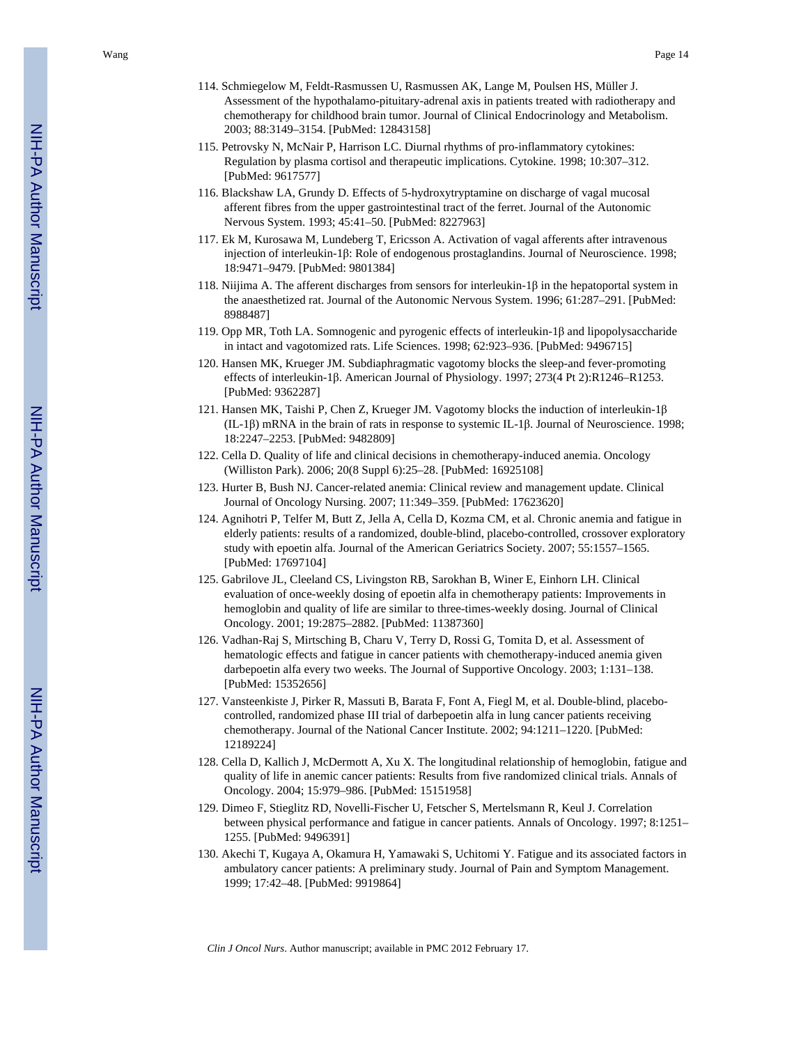114. Schmiegelow M, Feldt-Rasmussen U, Rasmussen AK, Lange M, Poulsen HS, Müller J. Assessment of the hypothalamo-pituitary-adrenal axis in patients treated with radiotherapy and chemotherapy for childhood brain tumor. Journal of Clinical Endocrinology and Metabolism. 2003; 88:3149–3154. [PubMed: 12843158]
115. Petrovsky N, McNair P, Harrison LC. Diurnal rhythms of pro-inflammatory cytokines: Regulation by plasma cortisol and therapeutic implications. Cytokine. 1998; 10:307–312. [PubMed: 9617577]
116. Blackshaw LA, Grundy D. Effects of 5-hydroxytryptamine on discharge of vagal mucosal afferent fibres from the upper gastrointestinal tract of the ferret. Journal of the Autonomic Nervous System. 1993; 45:41–50. [PubMed: 8227963]
117. Ek M, Kurosawa M, Lundeberg T, Ericsson A. Activation of vagal afferents after intravenous injection of interleukin-1β: Role of endogenous prostaglandins. Journal of Neuroscience. 1998; 18:9471–9479. [PubMed: 9801384]
118. Niijima A. The afferent discharges from sensors for interleukin-1β in the hepatoportal system in the anaesthetized rat. Journal of the Autonomic Nervous System. 1996; 61:287–291. [PubMed: 8988487]
119. Opp MR, Toth LA. Somnogenic and pyrogenic effects of interleukin-1β and lipopolysaccharide in intact and vagotomized rats. Life Sciences. 1998; 62:923–936. [PubMed: 9496715]
120. Hansen MK, Krueger JM. Subdiaphragmatic vagotomy blocks the sleep-and fever-promoting effects of interleukin-1β. American Journal of Physiology. 1997; 273(4 Pt 2):R1246–R1253. [PubMed: 9362287]
121. Hansen MK, Taishi P, Chen Z, Krueger JM. Vagotomy blocks the induction of interleukin-1β (IL-1β) mRNA in the brain of rats in response to systemic IL-1β. Journal of Neuroscience. 1998; 18:2247–2253. [PubMed: 9482809]
122. Cella D. Quality of life and clinical decisions in chemotherapy-induced anemia. Oncology (Williston Park). 2006; 20(8 Suppl 6):25–28. [PubMed: 16925108]
123. Hurter B, Bush NJ. Cancer-related anemia: Clinical review and management update. Clinical Journal of Oncology Nursing. 2007; 11:349–359. [PubMed: 17623620]
124. Agnihotri P, Telfer M, Butt Z, Jella A, Cella D, Kozma CM, et al. Chronic anemia and fatigue in elderly patients: results of a randomized, double-blind, placebo-controlled, crossover exploratory study with epoetin alfa. Journal of the American Geriatrics Society. 2007; 55:1557–1565. [PubMed: 17697104]
125. Gabrilove JL, Cleeland CS, Livingston RB, Sarokhan B, Winer E, Einhorn LH. Clinical evaluation of once-weekly dosing of epoetin alfa in chemotherapy patients: Improvements in hemoglobin and quality of life are similar to three-times-weekly dosing. Journal of Clinical Oncology. 2001; 19:2875–2882. [PubMed: 11387360]
126. Vadhan-Raj S, Mirtsching B, Charu V, Terry D, Rossi G, Tomita D, et al. Assessment of hematologic effects and fatigue in cancer patients with chemotherapy-induced anemia given darbepoetin alfa every two weeks. The Journal of Supportive Oncology. 2003; 1:131–138. [PubMed: 15352656]
127. Vansteenkiste J, Pirker R, Massuti B, Barata F, Font A, Fiegl M, et al. Double-blind, placebo-controlled, randomized phase III trial of darbepoetin alfa in lung cancer patients receiving chemotherapy. Journal of the National Cancer Institute. 2002; 94:1211–1220. [PubMed: 12189224]
128. Cella D, Kallich J, McDermott A, Xu X. The longitudinal relationship of hemoglobin, fatigue and quality of life in anemic cancer patients: Results from five randomized clinical trials. Annals of Oncology. 2004; 15:979–986. [PubMed: 15151958]
129. Dimeo F, Stieglitz RD, Novelli-Fischer U, Fetscher S, Mertelsmann R, Keul J. Correlation between physical performance and fatigue in cancer patients. Annals of Oncology. 1997; 8:1251–1255. [PubMed: 9496391]
130. Akechi T, Kugaya A, Okamura H, Yamawaki S, Uchitomi Y. Fatigue and its associated factors in ambulatory cancer patients: A preliminary study. Journal of Pain and Symptom Management. 1999; 17:42–48. [PubMed: 9919864]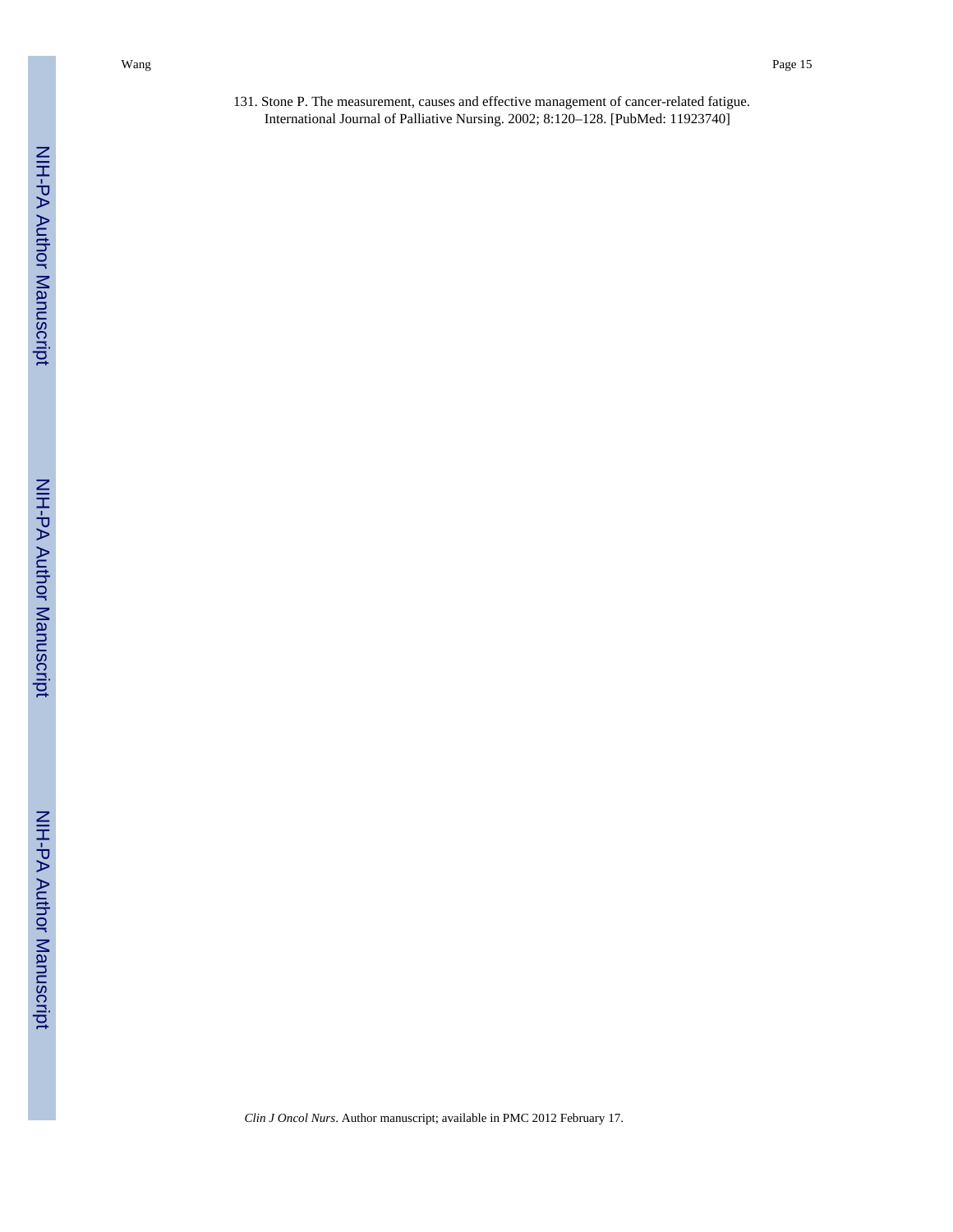131. Stone P. The measurement, causes and effective management of cancer-related fatigue. International Journal of Palliative Nursing. 2002; 8:120–128. [PubMed: 11923740]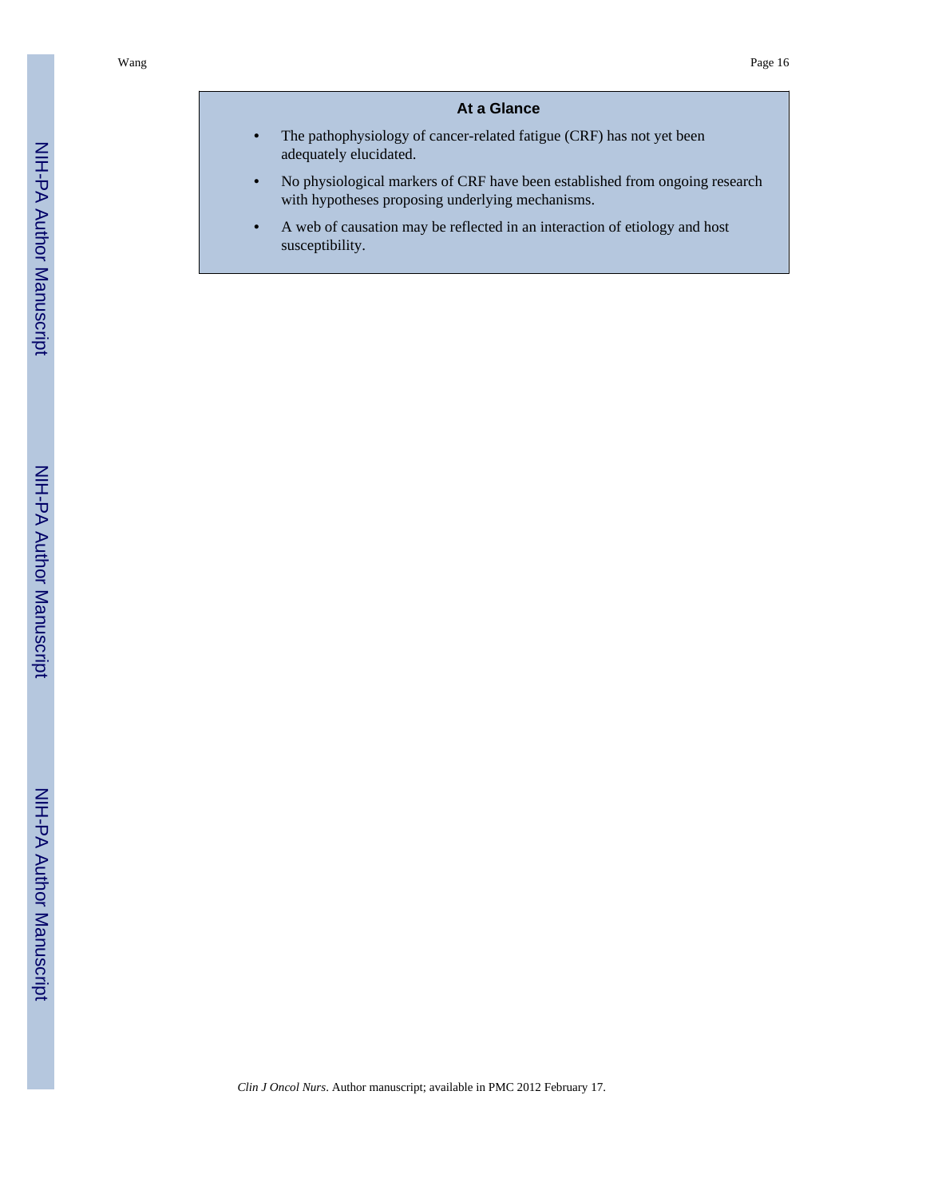## At a Glance

- The pathophysiology of cancer-related fatigue (CRF) has not yet been adequately elucidated.
- No physiological markers of CRF have been established from ongoing research with hypotheses proposing underlying mechanisms.
- A web of causation may be reflected in an interaction of etiology and host susceptibility.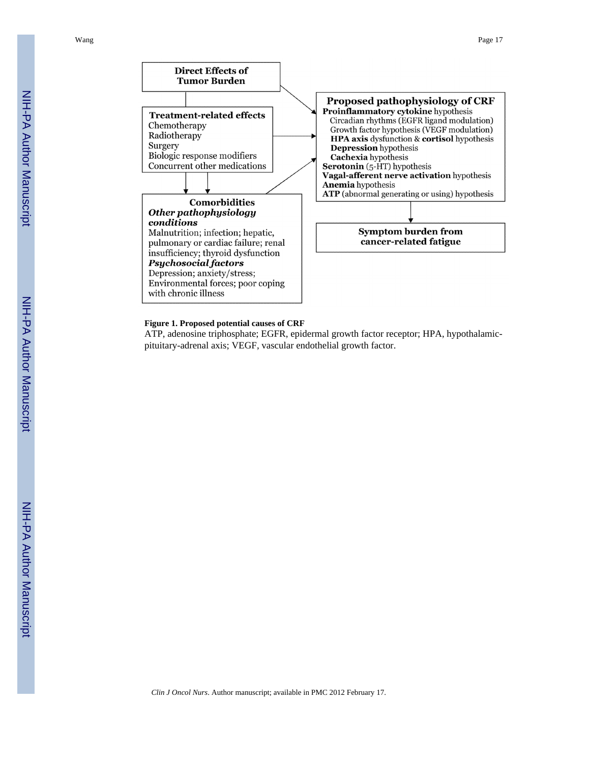Direct Effects of Tumor Burden

Treatment-related effects
Chemotherapy
Radiotherapy
Surgery
Biologic response modifiers
Concurrent other medications

Comorbidities
*Other pathophysiology conditions*
Malnutrition; infection; hepatic, pulmonary or cardiac failure; renal insufficiency; thyroid dysfunction
*Psychosocial factors*
Depression; anxiety/stress; Environmental forces; poor coping with chronic illness

Proposed pathophysiology of CRF
**Proinflammatory cytokine** hypothesis
Circadian rhythms (EGFR ligand modulation)
Growth factor hypothesis (VEGF modulation)
**HPA axis** dysfunction & **cortisol** hypothesis
**Depression** hypothesis
**Cachexia** hypothesis
**Serotonin** (5-HT) hypothesis
**Vagal-afferent nerve activation** hypothesis
**Anemia** hypothesis
**ATP** (abnormal generating or using) hypothesis

Symptom burden from cancer-related fatigue

**Figure 1. Proposed potential causes of CRF**

ATP, adenosine triphosphate; EGFR, epidermal growth factor receptor; HPA, hypothalamic-pituitary-adrenal axis; VEGF, vascular endothelial growth factor.